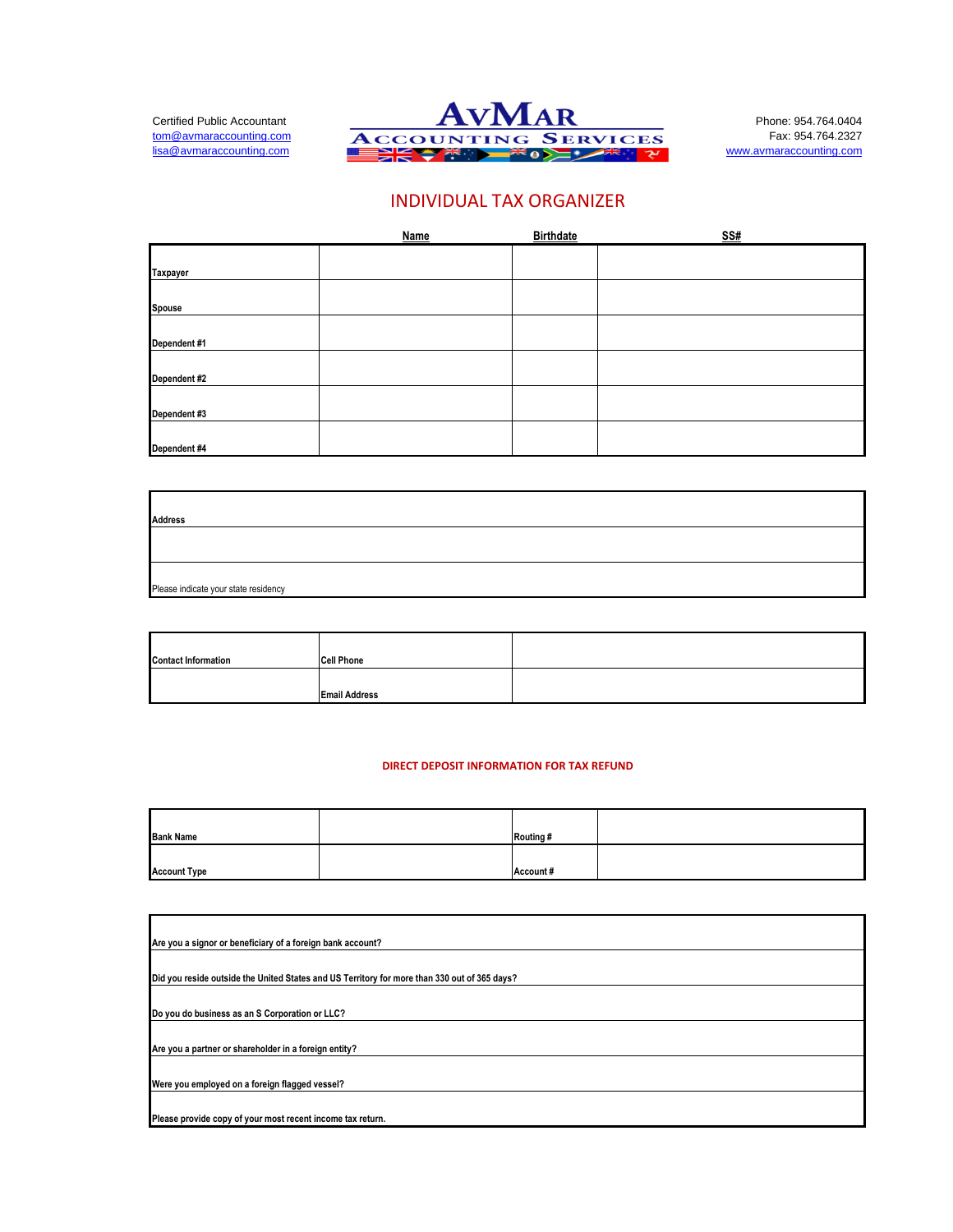Certified Public Accountant
tom@avmaraccounting.com
lisa@avmaraccounting.com

**AvMar Accounting Services**

Phone: 954.764.0404
Fax: 954.764.2327
www.avmaraccounting.com

# INDIVIDUAL TAX ORGANIZER

| | Name | Birthdate | SS# |
|---|---|---|---|
| Taxpayer | | | |
| Spouse | | | |
| Dependent #1 | | | |
| Dependent #2 | | | |
| Dependent #3 | | | |
| Dependent #4 | | | |

| |
|---|
| Address |
| |
| Please indicate your state residency |

| | | |
|---|---|---|
| Contact Information | Cell Phone | |
| | Email Address | |

**DIRECT DEPOSIT INFORMATION FOR TAX REFUND**

| | | | |
|---|---|---|---|
| Bank Name | | Routing # | |
| Account Type | | Account # | |

| |
|---|
| Are you a signor or beneficiary of a foreign bank account? |
| Did you reside outside the United States and US Territory for more than 330 out of 365 days? |
| Do you do business as an S Corporation or LLC? |
| Are you a partner or shareholder in a foreign entity? |
| Were you employed on a foreign flagged vessel? |
| Please provide copy of your most recent income tax return. |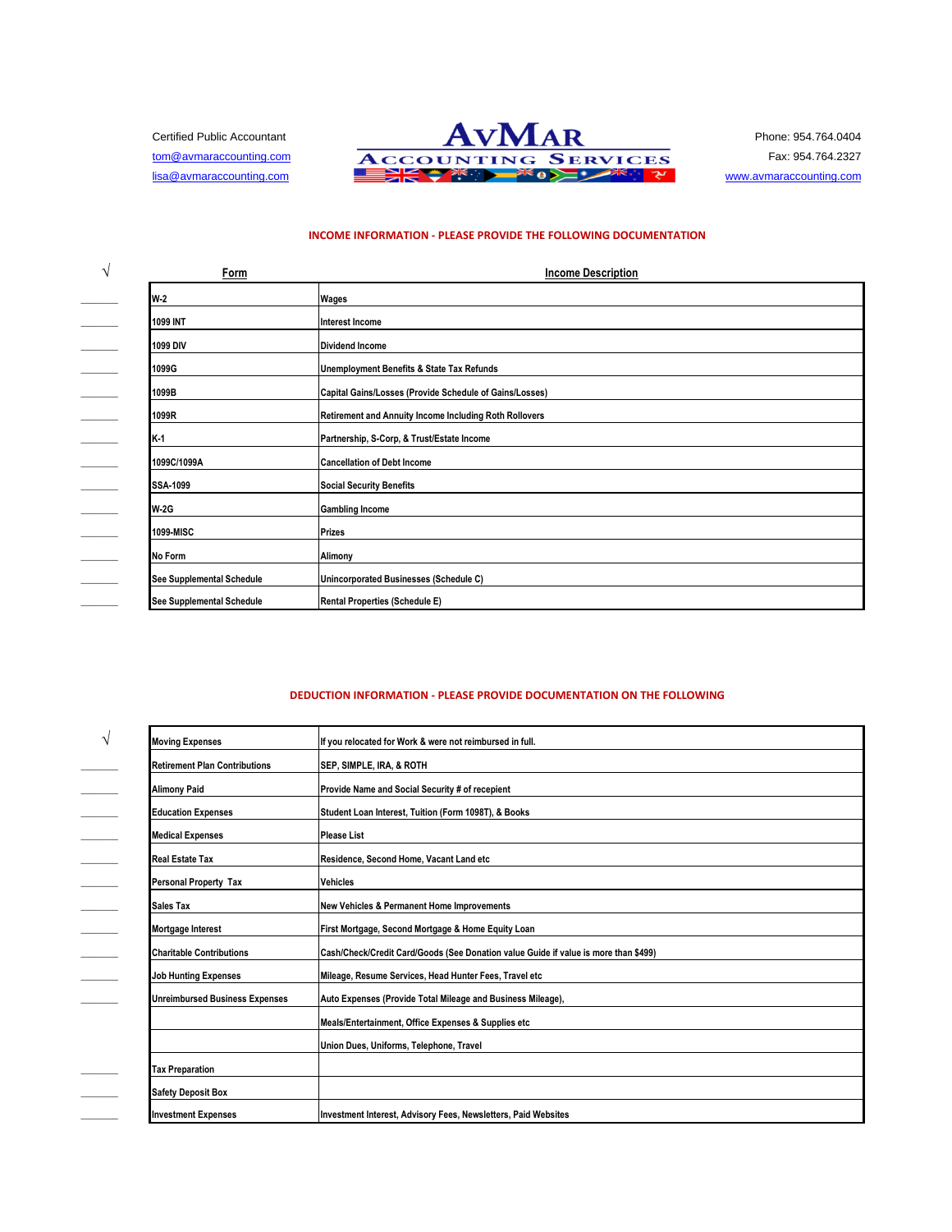Certified Public Accountant
tom@avmaraccounting.com
lisa@avmaraccounting.com

**AvMar**
**Accounting Services**

Phone: 954.764.0404
Fax: 954.764.2327
www.avmaraccounting.com

## INCOME INFORMATION - PLEASE PROVIDE THE FOLLOWING DOCUMENTATION

| √ | Form | Income Description |
|---|---|---|
| ______ | W-2 | Wages |
| ______ | 1099 INT | Interest Income |
| ______ | 1099 DIV | Dividend Income |
| ______ | 1099G | Unemployment Benefits & State Tax Refunds |
| ______ | 1099B | Capital Gains/Losses (Provide Schedule of Gains/Losses) |
| ______ | 1099R | Retirement and Annuity Income Including Roth Rollovers |
| ______ | K-1 | Partnership, S-Corp, & Trust/Estate Income |
| ______ | 1099C/1099A | Cancellation of Debt Income |
| ______ | SSA-1099 | Social Security Benefits |
| ______ | W-2G | Gambling Income |
| ______ | 1099-MISC | Prizes |
| ______ | No Form | Alimony |
| ______ | See Supplemental Schedule | Unincorporated Businesses (Schedule C) |
| ______ | See Supplemental Schedule | Rental Properties (Schedule E) |

## DEDUCTION INFORMATION - PLEASE PROVIDE DOCUMENTATION ON THE FOLLOWING

| √ | | |
|---|---|---|
| | Moving Expenses | If you relocated for Work & were not reimbursed in full. |
| ______ | Retirement Plan Contributions | SEP, SIMPLE, IRA, & ROTH |
| ______ | Alimony Paid | Provide Name and Social Security # of recepient |
| ______ | Education Expenses | Student Loan Interest, Tuition (Form 1098T), & Books |
| ______ | Medical Expenses | Please List |
| ______ | Real Estate Tax | Residence, Second Home, Vacant Land etc |
| ______ | Personal Property Tax | Vehicles |
| ______ | Sales Tax | New Vehicles & Permanent Home Improvements |
| ______ | Mortgage Interest | First Mortgage, Second Mortgage & Home Equity Loan |
| ______ | Charitable Contributions | Cash/Check/Credit Card/Goods (See Donation value Guide if value is more than $499) |
| ______ | Job Hunting Expenses | Mileage, Resume Services, Head Hunter Fees, Travel etc |
| ______ | Unreimbursed Business Expenses | Auto Expenses (Provide Total Mileage and Business Mileage), |
| | | Meals/Entertainment, Office Expenses & Supplies etc |
| | | Union Dues, Uniforms, Telephone, Travel |
| ______ | Tax Preparation | |
| ______ | Safety Deposit Box | |
| ______ | Investment Expenses | Investment Interest, Advisory Fees, Newsletters, Paid Websites |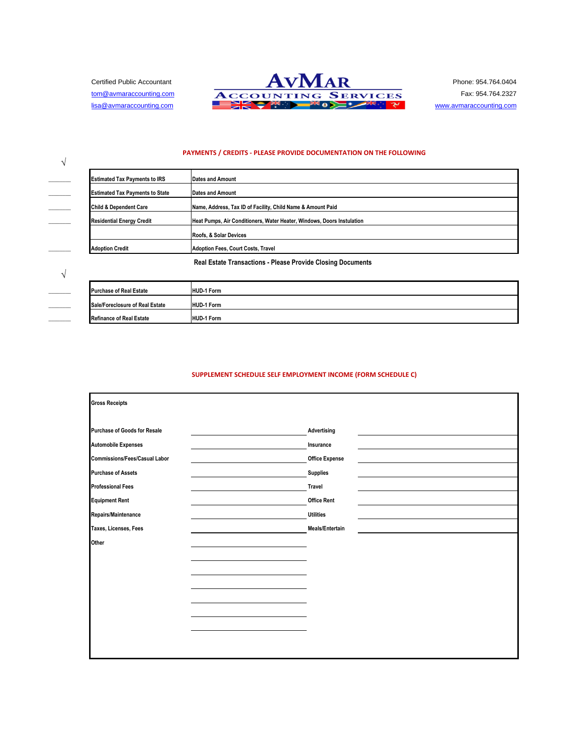Certified Public Accountant
tom@avmaraccounting.com
lisa@avmaraccounting.com

**AvMar**
**Accounting Services**

Phone: 954.764.0404
Fax: 954.764.2327
www.avmaraccounting.com

## PAYMENTS / CREDITS - PLEASE PROVIDE DOCUMENTATION ON THE FOLLOWING

| √ | | |
|---|---|---|
| ______ | Estimated Tax Payments to IRS | Dates and Amount |
| ______ | Estimated Tax Payments to State | Dates and Amount |
| ______ | Child & Dependent Care | Name, Address, Tax ID of Facility, Child Name & Amount Paid |
| ______ | Residential Energy Credit | Heat Pumps, Air Conditioners, Water Heater, Windows, Doors Instulation |
| | | Roofs, & Solar Devices |
| ______ | Adoption Credit | Adoption Fees, Court Costs, Travel |

### Real Estate Transactions - Please Provide Closing Documents

| √ | | |
|---|---|---|
| ______ | Purchase of Real Estate | HUD-1 Form |
| ______ | Sale/Foreclosure of Real Estate | HUD-1 Form |
| ______ | Refinance of Real Estate | HUD-1 Form |

## SUPPLEMENT SCHEDULE SELF EMPLOYMENT INCOME (FORM SCHEDULE C)

| Gross Receipts | | | |
|---|---|---|---|
| Purchase of Goods for Resale | ______ | Advertising | ______ |
| Automobile Expenses | ______ | Insurance | ______ |
| Commissions/Fees/Casual Labor | ______ | Office Expense | ______ |
| Purchase of Assets | ______ | Supplies | ______ |
| Professional Fees | ______ | Travel | ______ |
| Equipment Rent | ______ | Office Rent | ______ |
| Repairs/Maintenance | ______ | Utilities | ______ |
| Taxes, Licenses, Fees | ______ | Meals/Entertain | ______ |
| Other | ______ | | |
| | ______ | | |
| | ______ | | |
| | ______ | | |
| | ______ | | |
| | ______ | | |
| | ______ | | |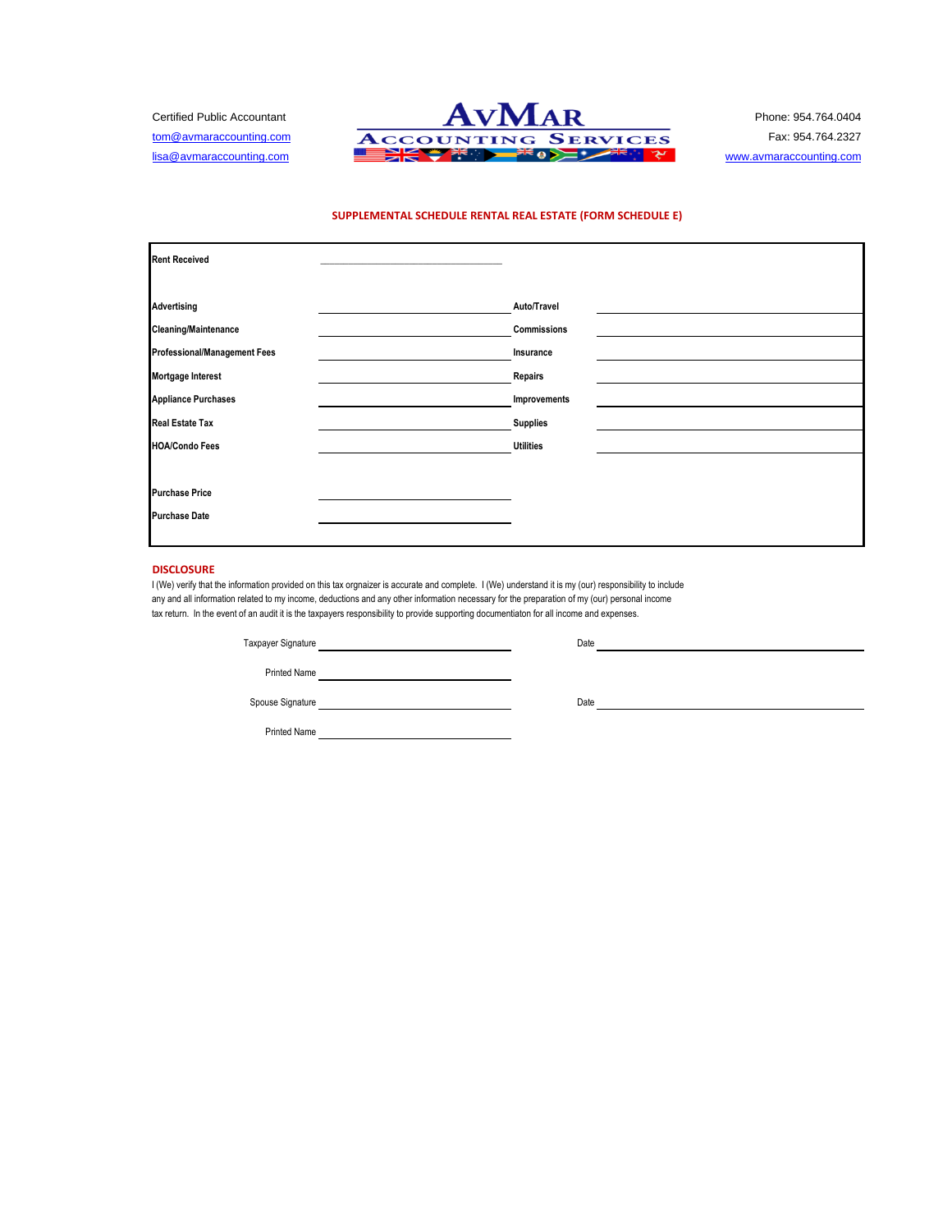Certified Public Accountant
tom@avmaraccounting.com
lisa@avmaraccounting.com

AvMar
Accounting Services

Phone: 954.764.0404
Fax: 954.764.2327
www.avmaraccounting.com

## SUPPLEMENTAL SCHEDULE RENTAL REAL ESTATE (FORM SCHEDULE E)

| | | | |
|---|---|---|---|
| **Rent Received** | | | |
| **Advertising** | | **Auto/Travel** | |
| **Cleaning/Maintenance** | | **Commissions** | |
| **Professional/Management Fees** | | **Insurance** | |
| **Mortgage Interest** | | **Repairs** | |
| **Appliance Purchases** | | **Improvements** | |
| **Real Estate Tax** | | **Supplies** | |
| **HOA/Condo Fees** | | **Utilities** | |
| **Purchase Price** | | | |
| **Purchase Date** | | | |

## DISCLOSURE

I (We) verify that the information provided on this tax orgnaizer is accurate and complete. I (We) understand it is my (our) responsibility to include any and all information related to my income, deductions and any other information necessary for the preparation of my (our) personal income tax return. In the event of an audit it is the taxpayers responsibility to provide supporting documentiaton for all income and expenses.

Taxpayer Signature ______________________ Date ______________________

Printed Name ______________________

Spouse Signature ______________________ Date ______________________

Printed Name ______________________